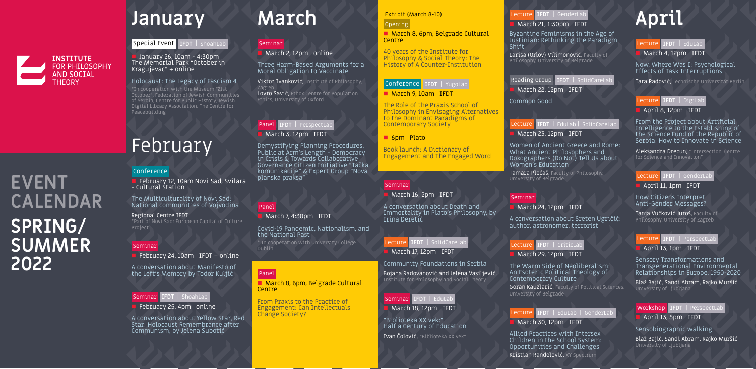INSTITUTE FOR PHILOSOPHY AND SOCIAL THEORY

# EVENT CALENDAR SPRING/SUMMER 2022

# January

**Special Event** IFDT | ShoahLab

January 26, 10am - 4:30pm The Memorial Park "October in Kragujevac" + online

Holocaust: The Legacy of Fascism 4

*In cooperation with the Museum "21st October", Federation of Jewish Communities of Serbia, Centre for Public History, Jewish Digital Library Association, The Centre for Peacebuilding

# February

**Conference**

February 12, 10am Novi Sad, Svilara - Cultural Station

The Multiculturality of Novi Sad: National communities of Vojvodina

Regional Centre IFDT

*Part of Novi Sad: European Capital of Culture Project

**Seminar**

February 24, 10am IFDT + online

A conversation about Manifesto of the Left's Memory by Todor Kuljić

**Seminar** IFDT | ShoahLab

February 25, 4pm online

A conversation about Yellow Star, Red Star: Holocaust Remembrance after Communism, by Jelena Subotić

# March

**Seminar**

March 2, 12pm online

Three Harm-Based Arguments for a Moral Obligation to Vaccinate

Viktor Ivanković, Institute of Philosophy, Zagreb

Lovro Savić, Ethox Centre for Population Ethics, University of Oxford

**Panel** IFDT | PerspectLab

March 3, 12pm IFDT

Demystifying Planning Procedures. Public at Arm's Length - Democracy in Crisis & Towards Collaborative Governance Citizen Initiative "Tačka komunikacije" & Expert Group "Nova planska praksa"

**Panel**

March 7, 4:30pm IFDT

Covid-19 Pandemic, Nationalism, and the National Past

* In cooperation with University College Dublin

**Panel**

March 8, 6pm, Belgrade Cultural Centre

From Praxis to the Practice of Engagement: Can Intellectuals Change Society?

Exhibit (March 8-10)

**Opening**

March 8, 6pm, Belgrade Cultural Centre

40 years of the Institute for Philosophy & Social Theory: The History of A Counter-Institution

**Conference** IFDT | YugoLab

March 9, 10am IFDT

The Role of the Praxis School of Philosophy in Envisaging Alternatives to the Dominant Paradigms of Contemporary Society

6pm Plato

Book launch: A Dictionary of Engagement and The Engaged Word

**Seminar**

March 16, 2pm IFDT

A conversation about Death and Immortality in Plato's Philosophy, by Irina Deretić

**Lecture** IFDT | SolidCareLab

March 17, 12pm IFDT

Community Foundations in Serbia

Bojana Radovanović and Jelena Vasiljević, Institute for Philosophy and Social Theory

**Seminar** IFDT | EduLab

March 18, 12pm IFDT

"Biblioteka XX vek:" Half a Century of Education

Ivan Čolović, "Biblioteka XX vek"

**Lecture** IFDT | GenderLab

March 21, 1:30pm IFDT

Byzantine Feminisms in the Age of Justinian: Rethinking the Paradigm Shift

Larisa (Orlov) Vilimonović, Faculty of Philosophy, University of Belgrade

**Reading Group** IFDT | SolidCareLab

March 22, 12pm IFDT

Common Good

**Lecture** IFDT | EduLab | SolidCareLab

March 23, 12pm IFDT

Women of Ancient Greece and Rome: What Ancient Philosophers and Doxographers (Do Not) Tell Us about Women's Education

Tamara Plećaš, Faculty of Philosophy, University of Belgrade

**Seminar**

March 24, 12pm IFDT

A conversation about Sreten Ugričić: author, astronomer, terrorist

**Lecture** IFDT | CriticLab

March 29, 12pm IFDT

The Warm Side of Neoliberalism: An Esoteric Political Theology of Contemporary Culture

Goran Kauzlarić, Faculty of Political Sciences, University of Belgrade

**Lecture** IFDT | EduLab | GenderLab

March 30, 12pm IFDT

Allied Practices with Intersex Children in the School System: Opportunities and Challenges

Kristian Ranđelović, XY Spectrum

# April

**Lecture** IFDT | EduLab

March 4, 12pm IFDT

Now, Where Was I: Psychological Effects of Task Interruptions

Tara Radović, Technische Universität Berlin

**Lecture** IFDT | DigiLab

April 8, 12pm IFDT

From the Project about Artificial Intelligence to the Establishing of the Science Fund of the Republic of Serbia: How to Innovate in Science

Aleksandra Drecun, "Intersection. Centre for Science and Innovation"

**Lecture** IFDT | GenderLab

April 11, 1pm IFDT

How Citizens Interpret Anti-Gender Messages?

Tanja Vučković Juroš, Faculty of Philosophy, University of Zagreb

**Lecture** IFDT | PerspectLab

April 13, 1pm IFDT

Sensory Transformations and Transgenerational Environmental Relationships in Europe, 1950-2020

Blaž Bajič, Sandi Abram, Rajko Muršič

University of Ljubljana

**Workshop** IFDT | PerspectLab

April 13, 5pm IFDT

Sensobiographic walking

Blaž Bajič, Sandi Abram, Rajko Muršič

University of Ljubljana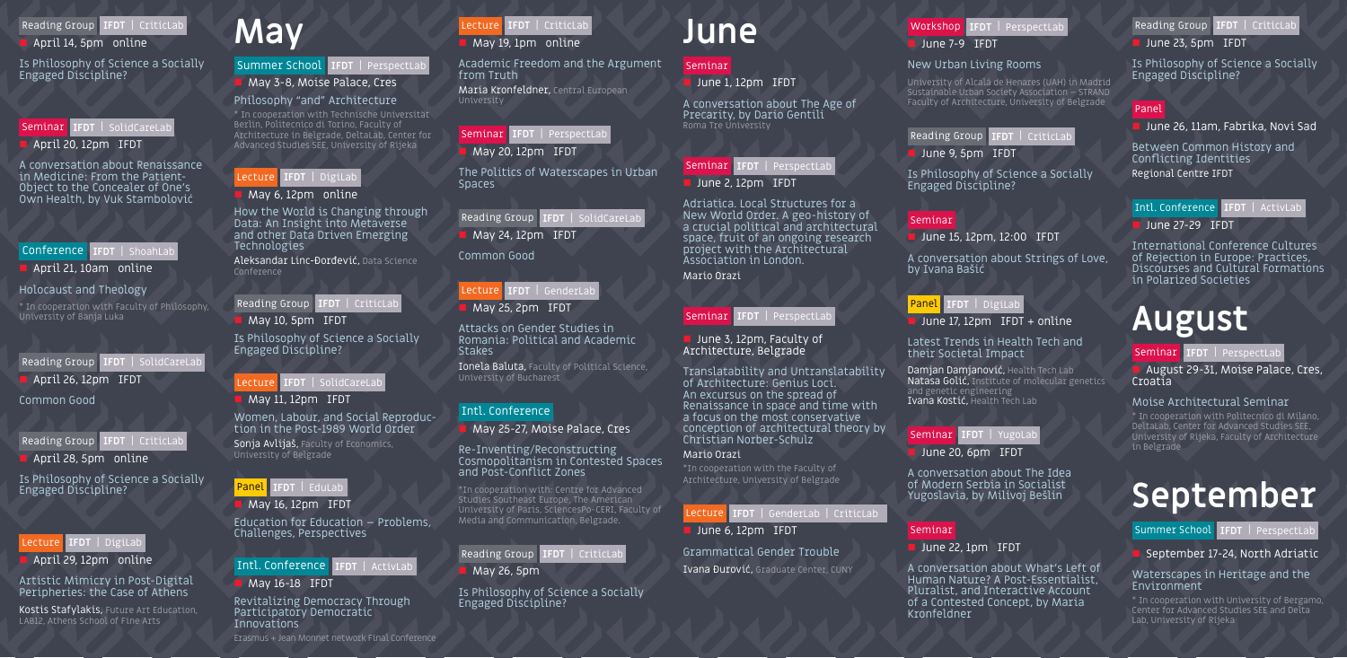Reading Group | IFDT | CriticLab

April 14, 5pm online

Is Philosophy of Science a Socially Engaged Discipline?

Seminar | IFDT | SolidCareLab

April 20, 12pm IFDT

A conversation about Renaissance in Medicine: From the Patient-Object to the Concealer of One's Own Health, by Vuk Stambolović

Conference | IFDT | ShoahLab

April 21, 10am online

Holocaust and Theology

* In cooperation with Faculty of Philosophy, University of Banja Luka

Reading Group | IFDT | SolidCareLab

April 26, 12pm IFDT

Common Good

Reading Group | IFDT | CriticLab

April 28, 5pm online

Is Philosophy of Science a Socially Engaged Discipline?

Lecture | IFDT | DigiLab

April 29, 12pm online

Artistic Mimicry in Post-Digital Peripheries: the Case of Athens

Kostis Stafylakis, Future Art Education, LAB12, Athens School of Fine Arts

# May

Summer School | IFDT | PerspectLab

May 3-8, Moise Palace, Cres

Philosophy "and" Architecture

* In cooperation with Technische Universität Berlin, Politecnico di Torino, Faculty of Architecture in Belgrade, DeltaLab, Center for Advanced Studies SEE, University of Rijeka

Lecture | IFDT | DigiLab

May 6, 12pm online

How the World is Changing through Data: An Insight into Metaverse and other Data Driven Emerging Technologies

Aleksandar Linc-Đorđević, Data Science Conference

Reading Group | IFDT | CriticLab

May 10, 5pm IFDT

Is Philosophy of Science a Socially Engaged Discipline?

Lecture | IFDT | SolidCareLab

May 11, 12pm IFDT

Women, Labour, and Social Reproduction in the Post-1989 World Order

Sonja Avlijaš, Faculty of Economics, University of Belgrade

Panel | IFDT | EduLab

May 16, 12pm IFDT

Education for Education – Problems, Challenges, Perspectives

Intl. Conference | IFDT | ActivLab

May 16-18 IFDT

Revitalizing Democracy Through Participatory Democratic Innovations

Erasmus + Jean Monnet network Final Conference

Lecture | IFDT | CriticLab

May 19, 1pm online

Academic Freedom and the Argument from Truth

Maria Kronfeldner, Central European University

Seminar | IFDT | PerspectLab

May 20, 12pm IFDT

The Politics of Waterscapes in Urban Spaces

Reading Group | IFDT | SolidCareLab

May 24, 12pm IFDT

Common Good

Lecture | IFDT | GenderLab

May 25, 2pm IFDT

Attacks on Gender Studies in Romania: Political and Academic Stakes

Ionela Baluta, Faculty of Political Science, University of Bucharest

Intl. Conference

May 25-27, Moise Palace, Cres

Re-Inventing/Reconstructing Cosmopolitanism in Contested Spaces and Post-Conflict Zones

*In cooperation with: Centre for Advanced Studies Southeast Europe, The American University of Paris, SciencesPo-CERI, Faculty of Media and Communication, Belgrade.

Reading Group | IFDT | CriticLab

May 26, 5pm

Is Philosophy of Science a Socially Engaged Discipline?

# June

Seminar

June 1, 12pm IFDT

A conversation about The Age of Precarity, by Dario Gentili

Roma Tre University

Seminar | IFDT | PerspectLab

June 2, 12pm IFDT

Adriatica. Local Structures for a New World Order. A geo-history of a crucial political and architectural space, fruit of an ongoing research project with the Architectural Association in London.

Mario Orazi

Seminar | IFDT | PerspectLab

June 3, 12pm, Faculty of Architecture, Belgrade

Translatability and Untranslatability of Architecture: Genius Loci. An excursus on the spread of Renaissance in space and time with a focus on the most conservative conception of architectural theory by Christian Norber-Schulz

Mario Orazi

*In cooperation with the Faculty of Architecture, University of Belgrade

Lecture | IFDT | GenderLab | CriticLab

June 6, 12pm IFDT

Grammatical Gender Trouble

Ivana Đurović, Graduate Center, CUNY

Workshop | IFDT | PerspectLab

June 7-9 IFDT

New Urban Living Rooms

University of Alcalá de Henares (UAH) in Madrid
Sustainable Urban Society Association – STRAND
Faculty of Architecture, University of Belgrade

Reading Group | IFDT | CriticLab

June 9, 5pm IFDT

Is Philosophy of Science a Socially Engaged Discipline?

Seminar

June 15, 12pm, 12:00 IFDT

A conversation about Strings of Love, by Ivana Bašić

Panel | IFDT | DigiLab

June 17, 12pm IFDT + online

Latest Trends in Health Tech and their Societal Impact

Damjan Damjanović, Health Tech Lab
Nataša Golić, Institute of molecular genetics and genetic engineering
Ivana Kostić, Health Tech Lab

Seminar | IFDT | YugoLab

June 20, 6pm IFDT

A conversation about The Idea of Modern Serbia in Socialist Yugoslavia, by Milivoj Bešlin

Seminar

June 22, 1pm IFDT

A conversation about What's Left of Human Nature? A Post-Essentialist, Pluralist, and Interactive Account of a Contested Concept, by Maria Kronfeldner

Reading Group | IFDT | CriticLab

June 23, 5pm IFDT

Is Philosophy of Science a Socially Engaged Discipline?

Panel

June 26, 11am, Fabrika, Novi Sad

Between Common History and Conflicting Identities

Regional Centre IFDT

Intl. Conference | IFDT | ActivLab

June 27-29 IFDT

International Conference Cultures of Rejection in Europe: Practices, Discourses and Cultural Formations in Polarized Societies

# August

Seminar | IFDT | PerspectLab

August 29-31, Moise Palace, Cres, Croatia

Moise Architectural Seminar

* In cooperation with Politecnico di Milano, DeltaLab, Center for Advanced Studies SEE, University of Rijeka, Faculty of Architecture in Belgrade

# September

Summer School | IFDT | PerspectLab

September 17-24, North Adriatic

Waterscapes in Heritage and the Environment

* In cooperation with University of Bergamo, Center for Advanced Studies SEE and Delta Lab, University of Rijeka